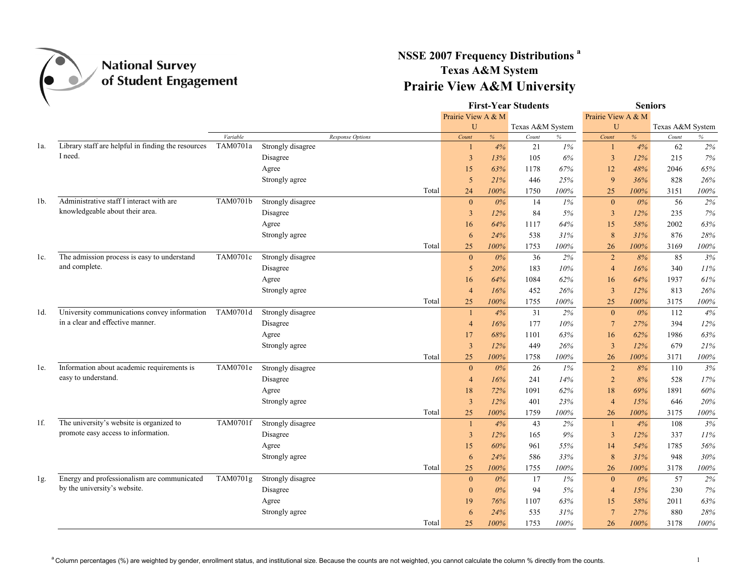National Survey of Student Engagement

# NSSE 2007 Frequency Distributions [a]

## Texas A&M System

## Prairie View A&M University

| | | Variable | Response Options | First-Year Students: Prairie View A & M U Count | % | First-Year Students: Texas A&M System Count | % | Seniors: Prairie View A & M U Count | % | Seniors: Texas A&M System Count | % |
|---|---|---|---|---|---|---|---|---|---|---|---|
| 1a. | Library staff are helpful in finding the resources I need. | TAM0701a | Strongly disagree | 1 | *4%* | 21 | *1%* | 1 | *4%* | 62 | *2%* |
| | | | Disagree | 3 | *13%* | 105 | *6%* | 3 | *12%* | 215 | *7%* |
| | | | Agree | 15 | *63%* | 1178 | *67%* | 12 | *48%* | 2046 | *65%* |
| | | | Strongly agree | 5 | *21%* | 446 | *25%* | 9 | *36%* | 828 | *26%* |
| | | | Total | 24 | *100%* | 1750 | *100%* | 25 | *100%* | 3151 | *100%* |
| 1b. | Administrative staff I interact with are knowledgeable about their area. | TAM0701b | Strongly disagree | 0 | *0%* | 14 | *1%* | 0 | *0%* | 56 | *2%* |
| | | | Disagree | 3 | *12%* | 84 | *5%* | 3 | *12%* | 235 | *7%* |
| | | | Agree | 16 | *64%* | 1117 | *64%* | 15 | *58%* | 2002 | *63%* |
| | | | Strongly agree | 6 | *24%* | 538 | *31%* | 8 | *31%* | 876 | *28%* |
| | | | Total | 25 | *100%* | 1753 | *100%* | 26 | *100%* | 3169 | *100%* |
| 1c. | The admission process is easy to understand and complete. | TAM0701c | Strongly disagree | 0 | *0%* | 36 | *2%* | 2 | *8%* | 85 | *3%* |
| | | | Disagree | 5 | *20%* | 183 | *10%* | 4 | *16%* | 340 | *11%* |
| | | | Agree | 16 | *64%* | 1084 | *62%* | 16 | *64%* | 1937 | *61%* |
| | | | Strongly agree | 4 | *16%* | 452 | *26%* | 3 | *12%* | 813 | *26%* |
| | | | Total | 25 | *100%* | 1755 | *100%* | 25 | *100%* | 3175 | *100%* |
| 1d. | University communications convey information in a clear and effective manner. | TAM0701d | Strongly disagree | 1 | *4%* | 31 | *2%* | 0 | *0%* | 112 | *4%* |
| | | | Disagree | 4 | *16%* | 177 | *10%* | 7 | *27%* | 394 | *12%* |
| | | | Agree | 17 | *68%* | 1101 | *63%* | 16 | *62%* | 1986 | *63%* |
| | | | Strongly agree | 3 | *12%* | 449 | *26%* | 3 | *12%* | 679 | *21%* |
| | | | Total | 25 | *100%* | 1758 | *100%* | 26 | *100%* | 3171 | *100%* |
| 1e. | Information about academic requirements is easy to understand. | TAM0701e | Strongly disagree | 0 | *0%* | 26 | *1%* | 2 | *8%* | 110 | *3%* |
| | | | Disagree | 4 | *16%* | 241 | *14%* | 2 | *8%* | 528 | *17%* |
| | | | Agree | 18 | *72%* | 1091 | *62%* | 18 | *69%* | 1891 | *60%* |
| | | | Strongly agree | 3 | *12%* | 401 | *23%* | 4 | *15%* | 646 | *20%* |
| | | | Total | 25 | *100%* | 1759 | *100%* | 26 | *100%* | 3175 | *100%* |
| 1f. | The university's website is organized to promote easy access to information. | TAM0701f | Strongly disagree | 1 | *4%* | 43 | *2%* | 1 | *4%* | 108 | *3%* |
| | | | Disagree | 3 | *12%* | 165 | *9%* | 3 | *12%* | 337 | *11%* |
| | | | Agree | 15 | *60%* | 961 | *55%* | 14 | *54%* | 1785 | *56%* |
| | | | Strongly agree | 6 | *24%* | 586 | *33%* | 8 | *31%* | 948 | *30%* |
| | | | Total | 25 | *100%* | 1755 | *100%* | 26 | *100%* | 3178 | *100%* |
| 1g. | Energy and professionalism are communicated by the university's website. | TAM0701g | Strongly disagree | 0 | *0%* | 17 | *1%* | 0 | *0%* | 57 | *2%* |
| | | | Disagree | 0 | *0%* | 94 | *5%* | 4 | *15%* | 230 | *7%* |
| | | | Agree | 19 | *76%* | 1107 | *63%* | 15 | *58%* | 2011 | *63%* |
| | | | Strongly agree | 6 | *24%* | 535 | *31%* | 7 | *27%* | 880 | *28%* |
| | | | Total | 25 | *100%* | 1753 | *100%* | 26 | *100%* | 3178 | *100%* |

[a] Column percentages (%) are weighted by gender, enrollment status, and institutional size. Because the counts are not weighted, you cannot calculate the column % directly from the counts.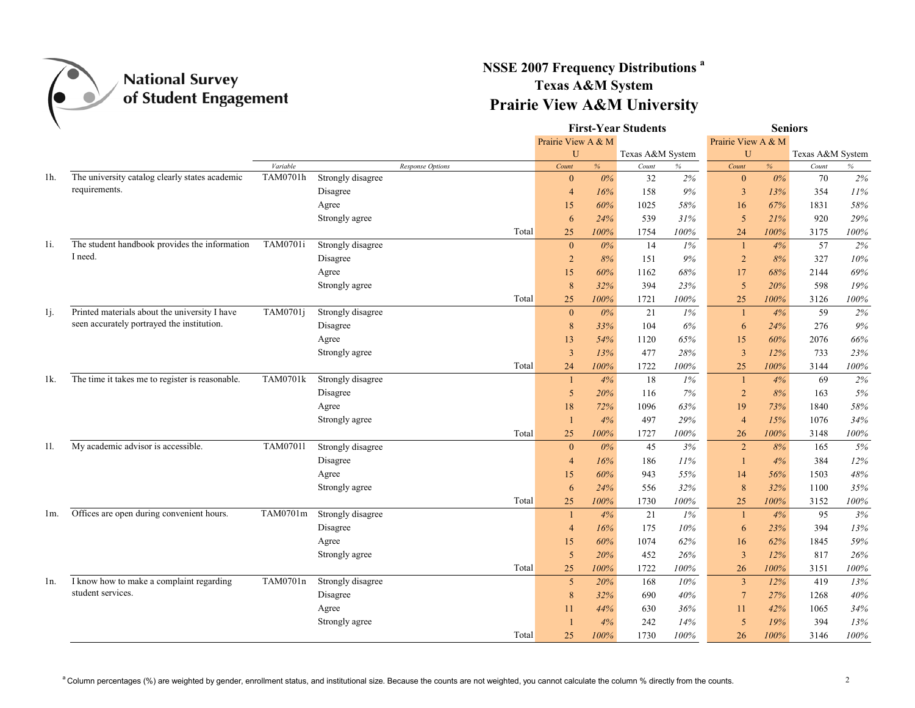# NSSE 2007 Frequency Distributions [a]

## Texas A&M System

## Prairie View A&M University

| | | Variable | Response Options | First-Year Students: Prairie View A & M U Count | First-Year Students: Prairie View A & M U % | First-Year Students: Texas A&M System Count | First-Year Students: Texas A&M System % | Seniors: Prairie View A & M U Count | Seniors: Prairie View A & M U % | Seniors: Texas A&M System Count | Seniors: Texas A&M System % |
|---|---|---|---|---|---|---|---|---|---|---|---|
| 1h. | The university catalog clearly states academic requirements. | TAM0701h | Strongly disagree | 0 | 0% | 32 | 2% | 0 | 0% | 70 | 2% |
| | | | Disagree | 4 | 16% | 158 | 9% | 3 | 13% | 354 | 11% |
| | | | Agree | 15 | 60% | 1025 | 58% | 16 | 67% | 1831 | 58% |
| | | | Strongly agree | 6 | 24% | 539 | 31% | 5 | 21% | 920 | 29% |
| | | | Total | 25 | 100% | 1754 | 100% | 24 | 100% | 3175 | 100% |
| 1i. | The student handbook provides the information I need. | TAM0701i | Strongly disagree | 0 | 0% | 14 | 1% | 1 | 4% | 57 | 2% |
| | | | Disagree | 2 | 8% | 151 | 9% | 2 | 8% | 327 | 10% |
| | | | Agree | 15 | 60% | 1162 | 68% | 17 | 68% | 2144 | 69% |
| | | | Strongly agree | 8 | 32% | 394 | 23% | 5 | 20% | 598 | 19% |
| | | | Total | 25 | 100% | 1721 | 100% | 25 | 100% | 3126 | 100% |
| 1j. | Printed materials about the university I have seen accurately portrayed the institution. | TAM0701j | Strongly disagree | 0 | 0% | 21 | 1% | 1 | 4% | 59 | 2% |
| | | | Disagree | 8 | 33% | 104 | 6% | 6 | 24% | 276 | 9% |
| | | | Agree | 13 | 54% | 1120 | 65% | 15 | 60% | 2076 | 66% |
| | | | Strongly agree | 3 | 13% | 477 | 28% | 3 | 12% | 733 | 23% |
| | | | Total | 24 | 100% | 1722 | 100% | 25 | 100% | 3144 | 100% |
| 1k. | The time it takes me to register is reasonable. | TAM0701k | Strongly disagree | 1 | 4% | 18 | 1% | 1 | 4% | 69 | 2% |
| | | | Disagree | 5 | 20% | 116 | 7% | 2 | 8% | 163 | 5% |
| | | | Agree | 18 | 72% | 1096 | 63% | 19 | 73% | 1840 | 58% |
| | | | Strongly agree | 1 | 4% | 497 | 29% | 4 | 15% | 1076 | 34% |
| | | | Total | 25 | 100% | 1727 | 100% | 26 | 100% | 3148 | 100% |
| 1l. | My academic advisor is accessible. | TAM0701l | Strongly disagree | 0 | 0% | 45 | 3% | 2 | 8% | 165 | 5% |
| | | | Disagree | 4 | 16% | 186 | 11% | 1 | 4% | 384 | 12% |
| | | | Agree | 15 | 60% | 943 | 55% | 14 | 56% | 1503 | 48% |
| | | | Strongly agree | 6 | 24% | 556 | 32% | 8 | 32% | 1100 | 35% |
| | | | Total | 25 | 100% | 1730 | 100% | 25 | 100% | 3152 | 100% |
| 1m. | Offices are open during convenient hours. | TAM0701m | Strongly disagree | 1 | 4% | 21 | 1% | 1 | 4% | 95 | 3% |
| | | | Disagree | 4 | 16% | 175 | 10% | 6 | 23% | 394 | 13% |
| | | | Agree | 15 | 60% | 1074 | 62% | 16 | 62% | 1845 | 59% |
| | | | Strongly agree | 5 | 20% | 452 | 26% | 3 | 12% | 817 | 26% |
| | | | Total | 25 | 100% | 1722 | 100% | 26 | 100% | 3151 | 100% |
| 1n. | I know how to make a complaint regarding student services. | TAM0701n | Strongly disagree | 5 | 20% | 168 | 10% | 3 | 12% | 419 | 13% |
| | | | Disagree | 8 | 32% | 690 | 40% | 7 | 27% | 1268 | 40% |
| | | | Agree | 11 | 44% | 630 | 36% | 11 | 42% | 1065 | 34% |
| | | | Strongly agree | 1 | 4% | 242 | 14% | 5 | 19% | 394 | 13% |
| | | | Total | 25 | 100% | 1730 | 100% | 26 | 100% | 3146 | 100% |

[a] Column percentages (%) are weighted by gender, enrollment status, and institutional size. Because the counts are not weighted, you cannot calculate the column % directly from the counts.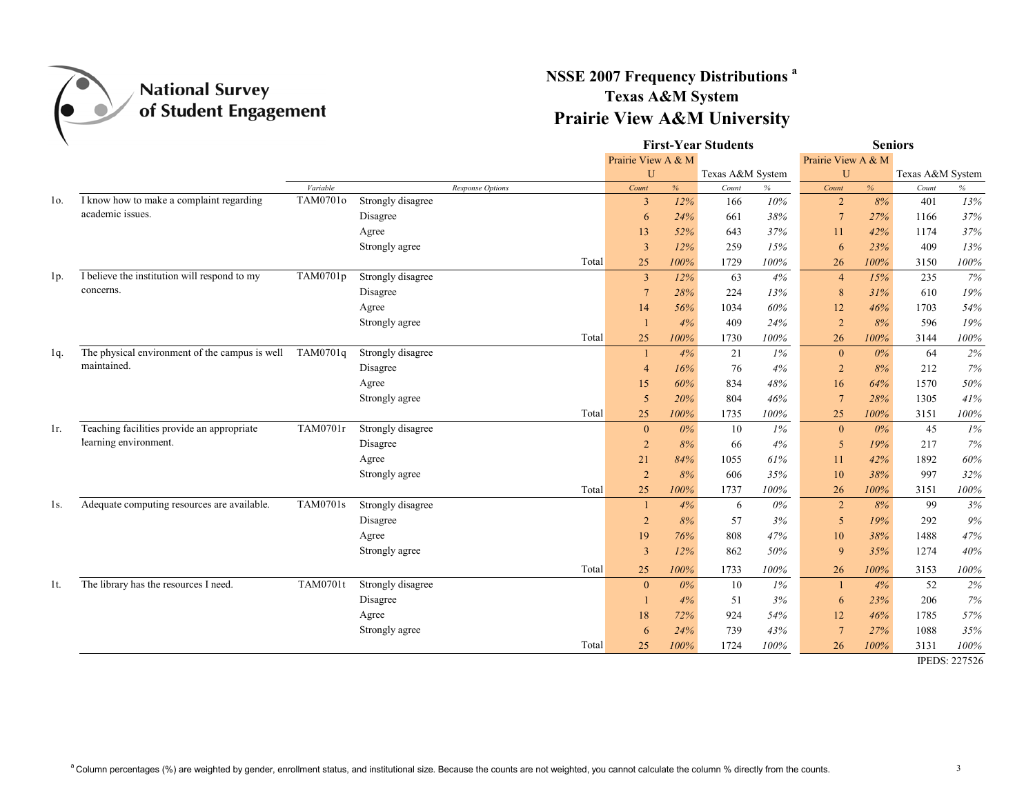National Survey of Student Engagement

# NSSE 2007 Frequency Distributions [a]
## Texas A&M System
## Prairie View A&M University

| | | | | First-Year Students | | | | Seniors | | | |
|---|---|---|---|---|---|---|---|---|---|---|---|
| | | | | Prairie View A & M U | | Texas A&M System | | Prairie View A & M U | | Texas A&M System | |
| | | Variable | Response Options | Count | % | Count | % | Count | % | Count | % |
| 1o. | I know how to make a complaint regarding academic issues. | TAM0701o | Strongly disagree | 3 | 12% | 166 | 10% | 2 | 8% | 401 | 13% |
| | | | Disagree | 6 | 24% | 661 | 38% | 7 | 27% | 1166 | 37% |
| | | | Agree | 13 | 52% | 643 | 37% | 11 | 42% | 1174 | 37% |
| | | | Strongly agree | 3 | 12% | 259 | 15% | 6 | 23% | 409 | 13% |
| | | | Total | 25 | 100% | 1729 | 100% | 26 | 100% | 3150 | 100% |
| 1p. | I believe the institution will respond to my concerns. | TAM0701p | Strongly disagree | 3 | 12% | 63 | 4% | 4 | 15% | 235 | 7% |
| | | | Disagree | 7 | 28% | 224 | 13% | 8 | 31% | 610 | 19% |
| | | | Agree | 14 | 56% | 1034 | 60% | 12 | 46% | 1703 | 54% |
| | | | Strongly agree | 1 | 4% | 409 | 24% | 2 | 8% | 596 | 19% |
| | | | Total | 25 | 100% | 1730 | 100% | 26 | 100% | 3144 | 100% |
| 1q. | The physical environment of the campus is well maintained. | TAM0701q | Strongly disagree | 1 | 4% | 21 | 1% | 0 | 0% | 64 | 2% |
| | | | Disagree | 4 | 16% | 76 | 4% | 2 | 8% | 212 | 7% |
| | | | Agree | 15 | 60% | 834 | 48% | 16 | 64% | 1570 | 50% |
| | | | Strongly agree | 5 | 20% | 804 | 46% | 7 | 28% | 1305 | 41% |
| | | | Total | 25 | 100% | 1735 | 100% | 25 | 100% | 3151 | 100% |
| 1r. | Teaching facilities provide an appropriate learning environment. | TAM0701r | Strongly disagree | 0 | 0% | 10 | 1% | 0 | 0% | 45 | 1% |
| | | | Disagree | 2 | 8% | 66 | 4% | 5 | 19% | 217 | 7% |
| | | | Agree | 21 | 84% | 1055 | 61% | 11 | 42% | 1892 | 60% |
| | | | Strongly agree | 2 | 8% | 606 | 35% | 10 | 38% | 997 | 32% |
| | | | Total | 25 | 100% | 1737 | 100% | 26 | 100% | 3151 | 100% |
| 1s. | Adequate computing resources are available. | TAM0701s | Strongly disagree | 1 | 4% | 6 | 0% | 2 | 8% | 99 | 3% |
| | | | Disagree | 2 | 8% | 57 | 3% | 5 | 19% | 292 | 9% |
| | | | Agree | 19 | 76% | 808 | 47% | 10 | 38% | 1488 | 47% |
| | | | Strongly agree | 3 | 12% | 862 | 50% | 9 | 35% | 1274 | 40% |
| | | | Total | 25 | 100% | 1733 | 100% | 26 | 100% | 3153 | 100% |
| 1t. | The library has the resources I need. | TAM0701t | Strongly disagree | 0 | 0% | 10 | 1% | 1 | 4% | 52 | 2% |
| | | | Disagree | 1 | 4% | 51 | 3% | 6 | 23% | 206 | 7% |
| | | | Agree | 18 | 72% | 924 | 54% | 12 | 46% | 1785 | 57% |
| | | | Strongly agree | 6 | 24% | 739 | 43% | 7 | 27% | 1088 | 35% |
| | | | Total | 25 | 100% | 1724 | 100% | 26 | 100% | 3131 | 100% |

IPEDS: 227526

[a] Column percentages (%) are weighted by gender, enrollment status, and institutional size. Because the counts are not weighted, you cannot calculate the column % directly from the counts.